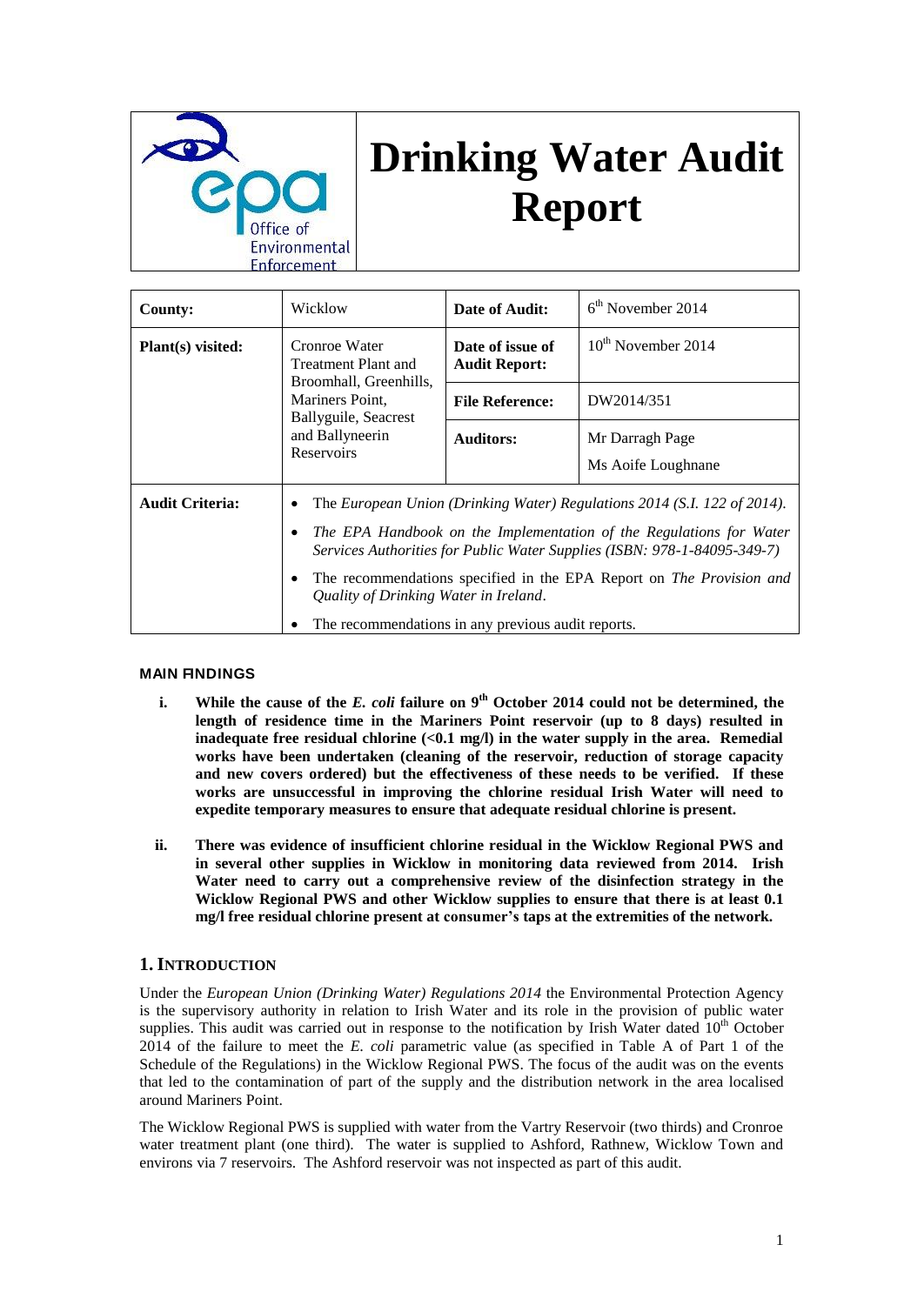# Drinking Water Audit Report

| County: | Wicklow | Date of Audit: | 6th November 2014 |
|---|---|---|---|
| Plant(s) visited: | Cronroe Water Treatment Plant and Broomhall, Greenhills, Mariners Point, Ballyguile, Seacrest and Ballyneerin Reservoirs | Date of issue of Audit Report: | 10th November 2014 |
| | | File Reference: | DW2014/351 |
| | | Auditors: | Mr Darragh Page<br>Ms Aoife Loughnane |
| Audit Criteria: | • The *European Union (Drinking Water) Regulations 2014 (S.I. 122 of 2014)*.<br>• *The EPA Handbook on the Implementation of the Regulations for Water Services Authorities for Public Water Supplies (ISBN: 978-1-84095-349-7)*<br>• The recommendations specified in the EPA Report on *The Provision and Quality of Drinking Water in Ireland*.<br>• The recommendations in any previous audit reports. | | |

## MAIN FINDINGS

i. **While the cause of the *E. coli* failure on 9th October 2014 could not be determined, the length of residence time in the Mariners Point reservoir (up to 8 days) resulted in inadequate free residual chlorine (<0.1 mg/l) in the water supply in the area. Remedial works have been undertaken (cleaning of the reservoir, reduction of storage capacity and new covers ordered) but the effectiveness of these needs to be verified. If these works are unsuccessful in improving the chlorine residual Irish Water will need to expedite temporary measures to ensure that adequate residual chlorine is present.**

ii. **There was evidence of insufficient chlorine residual in the Wicklow Regional PWS and in several other supplies in Wicklow in monitoring data reviewed from 2014. Irish Water need to carry out a comprehensive review of the disinfection strategy in the Wicklow Regional PWS and other Wicklow supplies to ensure that there is at least 0.1 mg/l free residual chlorine present at consumer's taps at the extremities of the network.**

## 1. INTRODUCTION

Under the *European Union (Drinking Water) Regulations 2014* the Environmental Protection Agency is the supervisory authority in relation to Irish Water and its role in the provision of public water supplies. This audit was carried out in response to the notification by Irish Water dated 10th October 2014 of the failure to meet the *E. coli* parametric value (as specified in Table A of Part 1 of the Schedule of the Regulations) in the Wicklow Regional PWS. The focus of the audit was on the events that led to the contamination of part of the supply and the distribution network in the area localised around Mariners Point.

The Wicklow Regional PWS is supplied with water from the Vartry Reservoir (two thirds) and Cronroe water treatment plant (one third). The water is supplied to Ashford, Rathnew, Wicklow Town and environs via 7 reservoirs. The Ashford reservoir was not inspected as part of this audit.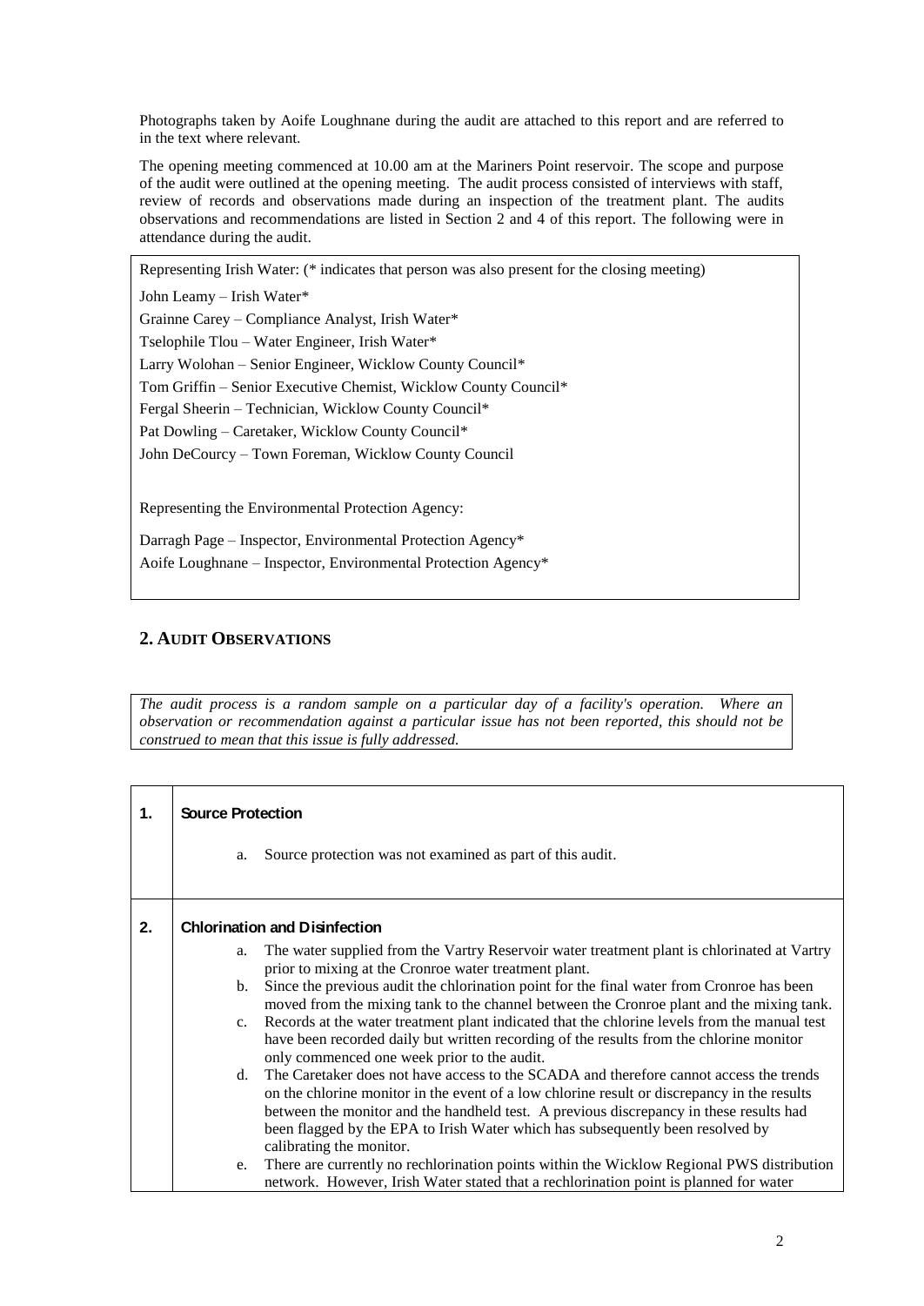Photographs taken by Aoife Loughnane during the audit are attached to this report and are referred to in the text where relevant.

The opening meeting commenced at 10.00 am at the Mariners Point reservoir. The scope and purpose of the audit were outlined at the opening meeting. The audit process consisted of interviews with staff, review of records and observations made during an inspection of the treatment plant. The audits observations and recommendations are listed in Section 2 and 4 of this report. The following were in attendance during the audit.

Representing Irish Water: (* indicates that person was also present for the closing meeting)

John Leamy – Irish Water*

Grainne Carey – Compliance Analyst, Irish Water*

Tselophile Tlou – Water Engineer, Irish Water*

Larry Wolohan – Senior Engineer, Wicklow County Council*

Tom Griffin – Senior Executive Chemist, Wicklow County Council*

Fergal Sheerin – Technician, Wicklow County Council*

Pat Dowling – Caretaker, Wicklow County Council*

John DeCourcy – Town Foreman, Wicklow County Council

Representing the Environmental Protection Agency:

Darragh Page – Inspector, Environmental Protection Agency*

Aoife Loughnane – Inspector, Environmental Protection Agency*

## 2. Audit Observations

*The audit process is a random sample on a particular day of a facility's operation. Where an observation or recommendation against a particular issue has not been reported, this should not be construed to mean that this issue is fully addressed.*

| | |
|---|---|
| **1.** | **Source Protection**<br><br>a. Source protection was not examined as part of this audit. |
| **2.** | **Chlorination and Disinfection**<br><br>a. The water supplied from the Vartry Reservoir water treatment plant is chlorinated at Vartry prior to mixing at the Cronroe water treatment plant.<br>b. Since the previous audit the chlorination point for the final water from Cronroe has been moved from the mixing tank to the channel between the Cronroe plant and the mixing tank.<br>c. Records at the water treatment plant indicated that the chlorine levels from the manual test have been recorded daily but written recording of the results from the chlorine monitor only commenced one week prior to the audit.<br>d. The Caretaker does not have access to the SCADA and therefore cannot access the trends on the chlorine monitor in the event of a low chlorine result or discrepancy in the results between the monitor and the handheld test. A previous discrepancy in these results had been flagged by the EPA to Irish Water which has subsequently been resolved by calibrating the monitor.<br>e. There are currently no rechlorination points within the Wicklow Regional PWS distribution network. However, Irish Water stated that a rechlorination point is planned for water |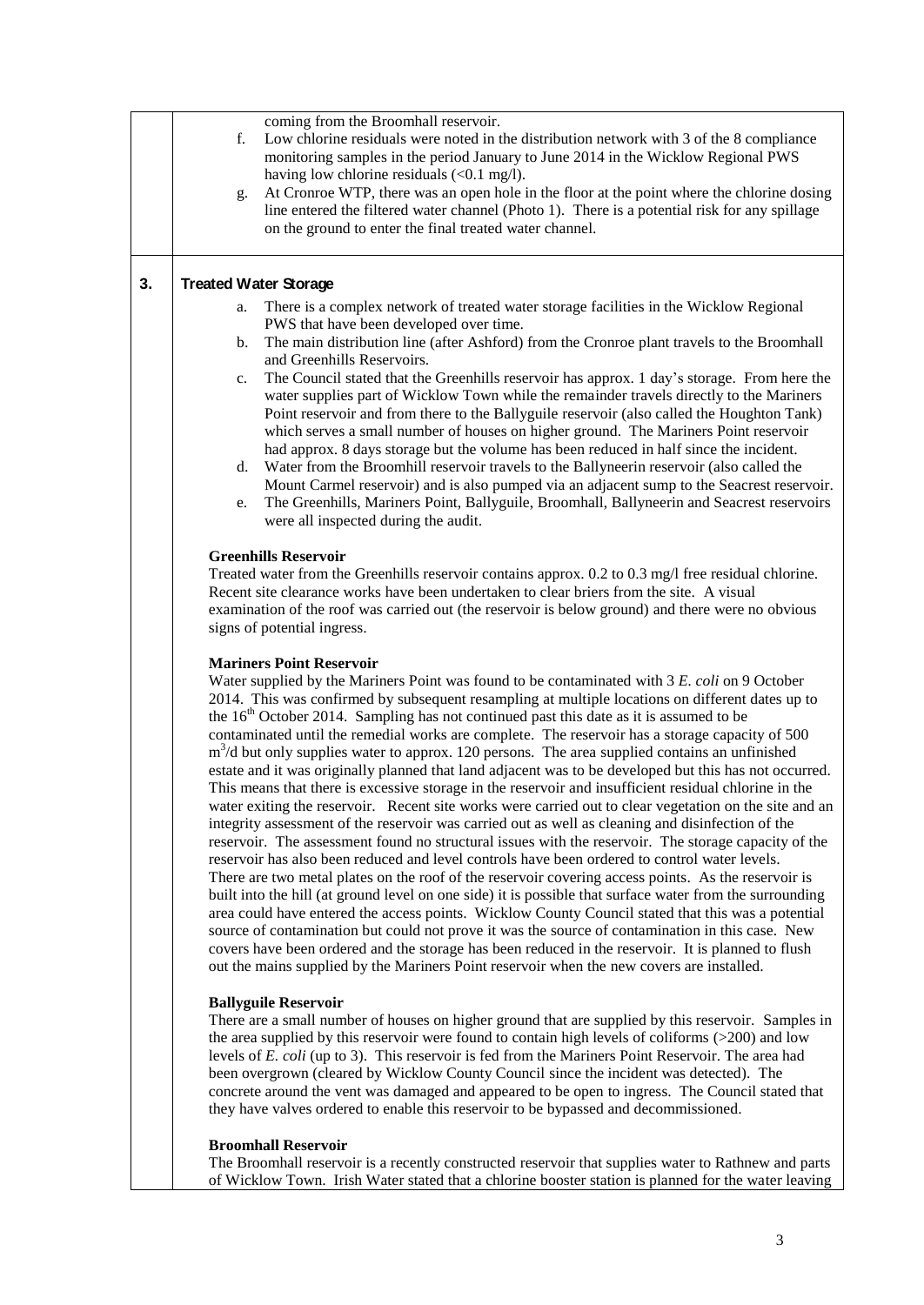coming from the Broomhall reservoir.

f. Low chlorine residuals were noted in the distribution network with 3 of the 8 compliance monitoring samples in the period January to June 2014 in the Wicklow Regional PWS having low chlorine residuals (<0.1 mg/l).

g. At Cronroe WTP, there was an open hole in the floor at the point where the chlorine dosing line entered the filtered water channel (Photo 1). There is a potential risk for any spillage on the ground to enter the final treated water channel.

## 3. Treated Water Storage

a. There is a complex network of treated water storage facilities in the Wicklow Regional PWS that have been developed over time.

b. The main distribution line (after Ashford) from the Cronroe plant travels to the Broomhall and Greenhills Reservoirs.

c. The Council stated that the Greenhills reservoir has approx. 1 day's storage. From here the water supplies part of Wicklow Town while the remainder travels directly to the Mariners Point reservoir and from there to the Ballyguile reservoir (also called the Houghton Tank) which serves a small number of houses on higher ground. The Mariners Point reservoir had approx. 8 days storage but the volume has been reduced in half since the incident.

d. Water from the Broomhill reservoir travels to the Ballyneerin reservoir (also called the Mount Carmel reservoir) and is also pumped via an adjacent sump to the Seacrest reservoir.

e. The Greenhills, Mariners Point, Ballyguile, Broomhall, Ballyneerin and Seacrest reservoirs were all inspected during the audit.

**Greenhills Reservoir**

Treated water from the Greenhills reservoir contains approx. 0.2 to 0.3 mg/l free residual chlorine. Recent site clearance works have been undertaken to clear briers from the site. A visual examination of the roof was carried out (the reservoir is below ground) and there were no obvious signs of potential ingress.

**Mariners Point Reservoir**

Water supplied by the Mariners Point was found to be contaminated with 3 *E. coli* on 9 October 2014. This was confirmed by subsequent resampling at multiple locations on different dates up to the 16th October 2014. Sampling has not continued past this date as it is assumed to be contaminated until the remedial works are complete. The reservoir has a storage capacity of 500 $m^3$/d but only supplies water to approx. 120 persons. The area supplied contains an unfinished estate and it was originally planned that land adjacent was to be developed but this has not occurred. This means that there is excessive storage in the reservoir and insufficient residual chlorine in the water exiting the reservoir. Recent site works were carried out to clear vegetation on the site and an integrity assessment of the reservoir was carried out as well as cleaning and disinfection of the reservoir. The assessment found no structural issues with the reservoir. The storage capacity of the reservoir has also been reduced and level controls have been ordered to control water levels. There are two metal plates on the roof of the reservoir covering access points. As the reservoir is built into the hill (at ground level on one side) it is possible that surface water from the surrounding area could have entered the access points. Wicklow County Council stated that this was a potential source of contamination but could not prove it was the source of contamination in this case. New covers have been ordered and the storage has been reduced in the reservoir. It is planned to flush out the mains supplied by the Mariners Point reservoir when the new covers are installed.

**Ballyguile Reservoir**

There are a small number of houses on higher ground that are supplied by this reservoir. Samples in the area supplied by this reservoir were found to contain high levels of coliforms (>200) and low levels of *E. coli* (up to 3). This reservoir is fed from the Mariners Point Reservoir. The area had been overgrown (cleared by Wicklow County Council since the incident was detected). The concrete around the vent was damaged and appeared to be open to ingress. The Council stated that they have valves ordered to enable this reservoir to be bypassed and decommissioned.

**Broomhall Reservoir**

The Broomhall reservoir is a recently constructed reservoir that supplies water to Rathnew and parts of Wicklow Town. Irish Water stated that a chlorine booster station is planned for the water leaving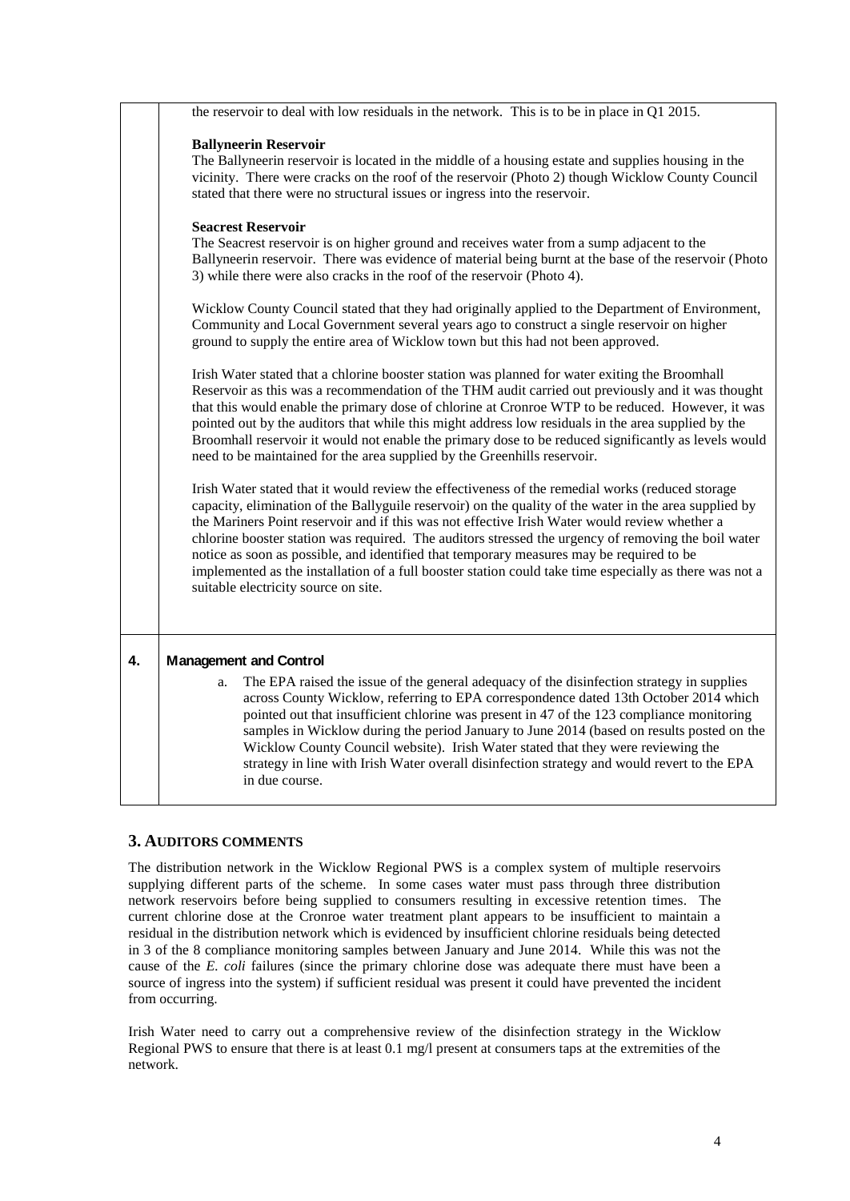the reservoir to deal with low residuals in the network. This is to be in place in Q1 2015.

**Ballyneerin Reservoir**
The Ballyneerin reservoir is located in the middle of a housing estate and supplies housing in the vicinity. There were cracks on the roof of the reservoir (Photo 2) though Wicklow County Council stated that there were no structural issues or ingress into the reservoir.

**Seacrest Reservoir**
The Seacrest reservoir is on higher ground and receives water from a sump adjacent to the Ballyneerin reservoir. There was evidence of material being burnt at the base of the reservoir (Photo 3) while there were also cracks in the roof of the reservoir (Photo 4).

Wicklow County Council stated that they had originally applied to the Department of Environment, Community and Local Government several years ago to construct a single reservoir on higher ground to supply the entire area of Wicklow town but this had not been approved.

Irish Water stated that a chlorine booster station was planned for water exiting the Broomhall Reservoir as this was a recommendation of the THM audit carried out previously and it was thought that this would enable the primary dose of chlorine at Cronroe WTP to be reduced. However, it was pointed out by the auditors that while this might address low residuals in the area supplied by the Broomhall reservoir it would not enable the primary dose to be reduced significantly as levels would need to be maintained for the area supplied by the Greenhills reservoir.

Irish Water stated that it would review the effectiveness of the remedial works (reduced storage capacity, elimination of the Ballyguile reservoir) on the quality of the water in the area supplied by the Mariners Point reservoir and if this was not effective Irish Water would review whether a chlorine booster station was required. The auditors stressed the urgency of removing the boil water notice as soon as possible, and identified that temporary measures may be required to be implemented as the installation of a full booster station could take time especially as there was not a suitable electricity source on site.

**4. Management and Control**

a. The EPA raised the issue of the general adequacy of the disinfection strategy in supplies across County Wicklow, referring to EPA correspondence dated 13th October 2014 which pointed out that insufficient chlorine was present in 47 of the 123 compliance monitoring samples in Wicklow during the period January to June 2014 (based on results posted on the Wicklow County Council website). Irish Water stated that they were reviewing the strategy in line with Irish Water overall disinfection strategy and would revert to the EPA in due course.

## 3. AUDITORS COMMENTS

The distribution network in the Wicklow Regional PWS is a complex system of multiple reservoirs supplying different parts of the scheme. In some cases water must pass through three distribution network reservoirs before being supplied to consumers resulting in excessive retention times. The current chlorine dose at the Cronroe water treatment plant appears to be insufficient to maintain a residual in the distribution network which is evidenced by insufficient chlorine residuals being detected in 3 of the 8 compliance monitoring samples between January and June 2014. While this was not the cause of the *E. coli* failures (since the primary chlorine dose was adequate there must have been a source of ingress into the system) if sufficient residual was present it could have prevented the incident from occurring.

Irish Water need to carry out a comprehensive review of the disinfection strategy in the Wicklow Regional PWS to ensure that there is at least 0.1 mg/l present at consumers taps at the extremities of the network.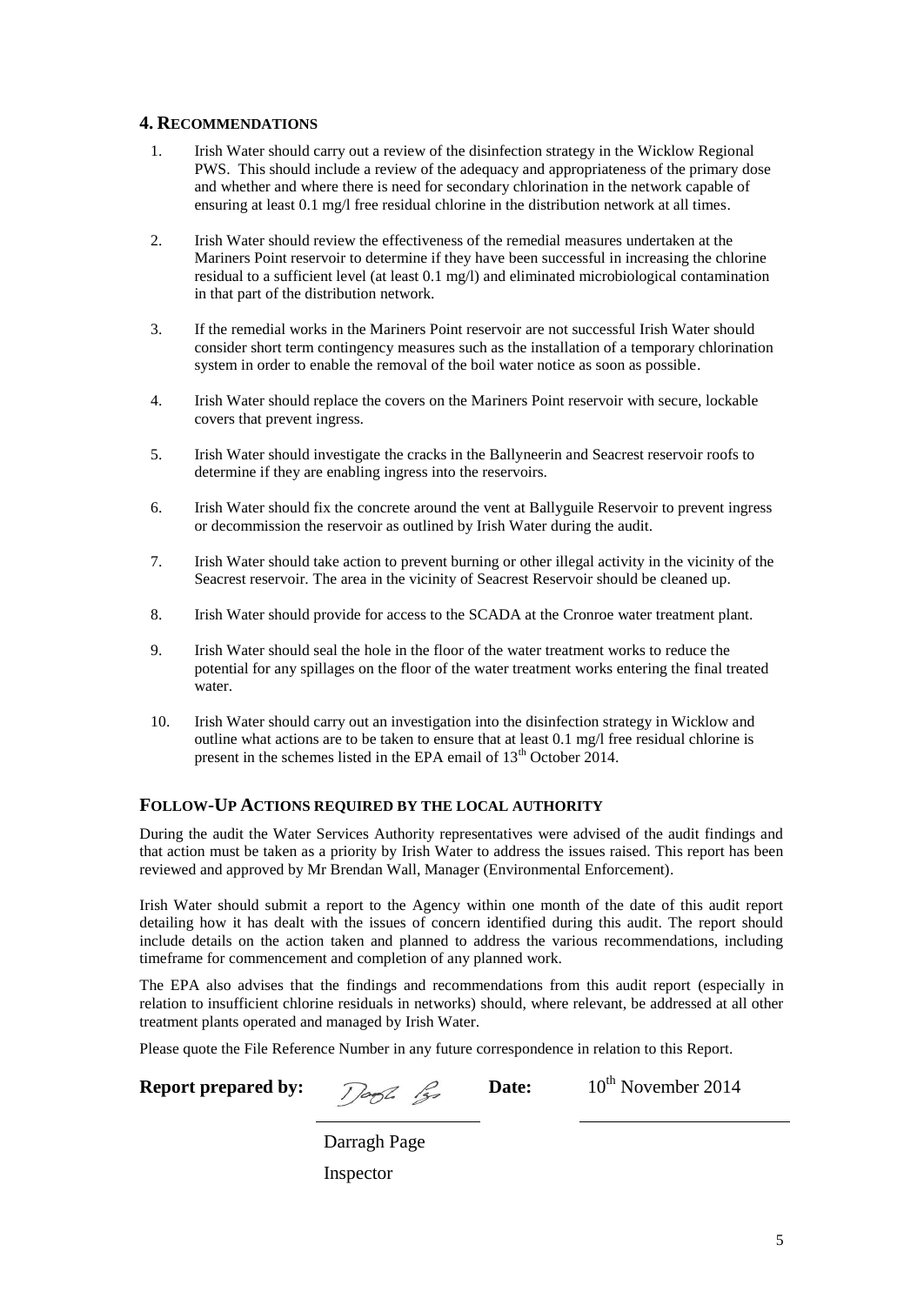## 4. RECOMMENDATIONS

1. Irish Water should carry out a review of the disinfection strategy in the Wicklow Regional PWS. This should include a review of the adequacy and appropriateness of the primary dose and whether and where there is need for secondary chlorination in the network capable of ensuring at least 0.1 mg/l free residual chlorine in the distribution network at all times.

2. Irish Water should review the effectiveness of the remedial measures undertaken at the Mariners Point reservoir to determine if they have been successful in increasing the chlorine residual to a sufficient level (at least 0.1 mg/l) and eliminated microbiological contamination in that part of the distribution network.

3. If the remedial works in the Mariners Point reservoir are not successful Irish Water should consider short term contingency measures such as the installation of a temporary chlorination system in order to enable the removal of the boil water notice as soon as possible.

4. Irish Water should replace the covers on the Mariners Point reservoir with secure, lockable covers that prevent ingress.

5. Irish Water should investigate the cracks in the Ballyneerin and Seacrest reservoir roofs to determine if they are enabling ingress into the reservoirs.

6. Irish Water should fix the concrete around the vent at Ballyguile Reservoir to prevent ingress or decommission the reservoir as outlined by Irish Water during the audit.

7. Irish Water should take action to prevent burning or other illegal activity in the vicinity of the Seacrest reservoir. The area in the vicinity of Seacrest Reservoir should be cleaned up.

8. Irish Water should provide for access to the SCADA at the Cronroe water treatment plant.

9. Irish Water should seal the hole in the floor of the water treatment works to reduce the potential for any spillages on the floor of the water treatment works entering the final treated water.

10. Irish Water should carry out an investigation into the disinfection strategy in Wicklow and outline what actions are to be taken to ensure that at least 0.1 mg/l free residual chlorine is present in the schemes listed in the EPA email of 13th October 2014.

## FOLLOW-UP ACTIONS REQUIRED BY THE LOCAL AUTHORITY

During the audit the Water Services Authority representatives were advised of the audit findings and that action must be taken as a priority by Irish Water to address the issues raised. This report has been reviewed and approved by Mr Brendan Wall, Manager (Environmental Enforcement).

Irish Water should submit a report to the Agency within one month of the date of this audit report detailing how it has dealt with the issues of concern identified during this audit. The report should include details on the action taken and planned to address the various recommendations, including timeframe for commencement and completion of any planned work.

The EPA also advises that the findings and recommendations from this audit report (especially in relation to insufficient chlorine residuals in networks) should, where relevant, be addressed at all other treatment plants operated and managed by Irish Water.

Please quote the File Reference Number in any future correspondence in relation to this Report.

**Report prepared by:** Darragh Page, Inspector **Date:** 10th November 2014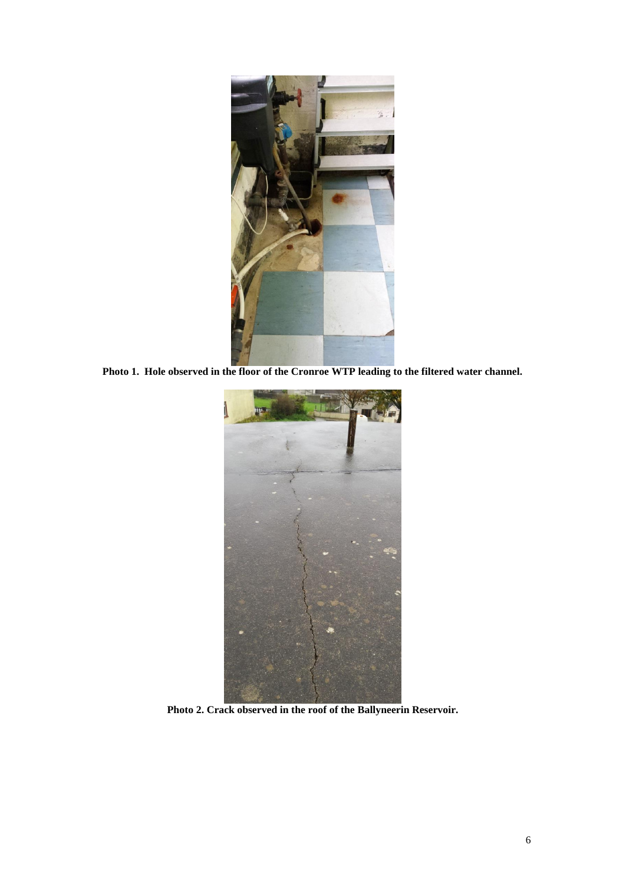**Photo 1. Hole observed in the floor of the Cronroe WTP leading to the filtered water channel.**

**Photo 2. Crack observed in the roof of the Ballyneerin Reservoir.**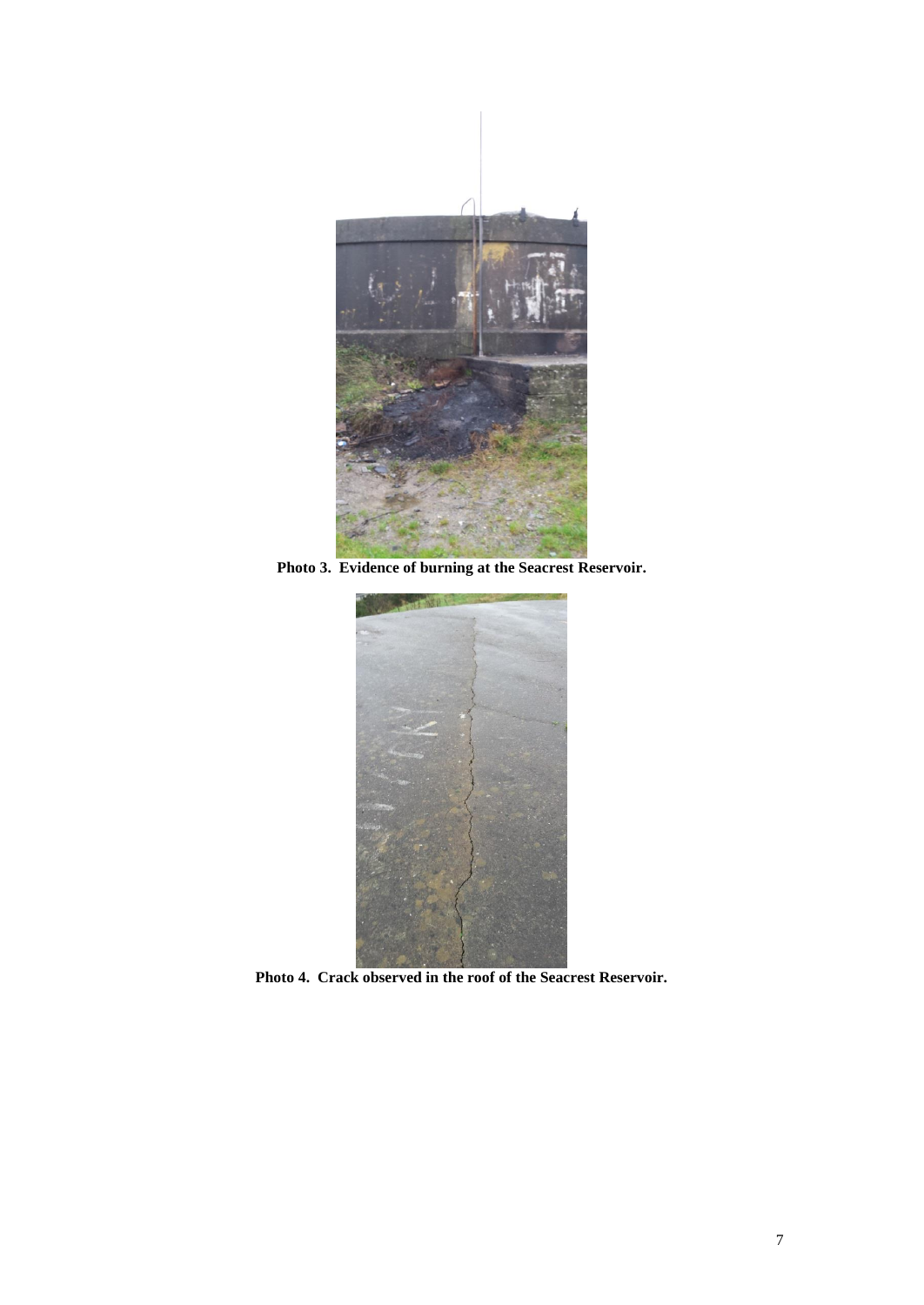**Photo 3. Evidence of burning at the Seacrest Reservoir.**

**Photo 4. Crack observed in the roof of the Seacrest Reservoir.**